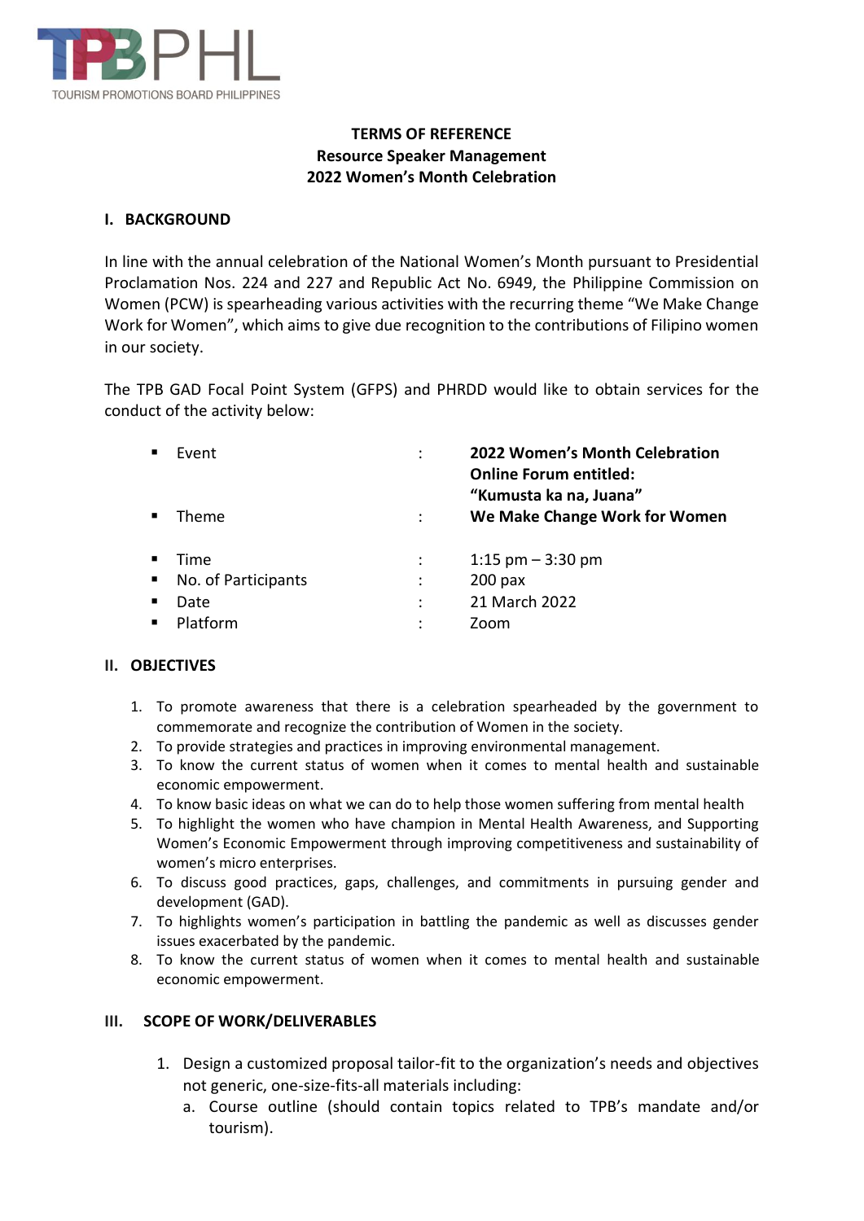TPBPHL

TOURISM PROMOTIONS BOARD PHILIPPINES

**TERMS OF REFERENCE**
**Resource Speaker Management**
**2022 Women's Month Celebration**

## I. BACKGROUND

In line with the annual celebration of the National Women's Month pursuant to Presidential Proclamation Nos. 224 and 227 and Republic Act No. 6949, the Philippine Commission on Women (PCW) is spearheading various activities with the recurring theme "We Make Change Work for Women", which aims to give due recognition to the contributions of Filipino women in our society.

The TPB GAD Focal Point System (GFPS) and PHRDD would like to obtain services for the conduct of the activity below:

- Event : **2022 Women's Month Celebration Online Forum entitled: "Kumusta ka na, Juana"**
- Theme : **We Make Change Work for Women**
- Time : 1:15 pm – 3:30 pm
- No. of Participants : 200 pax
- Date : 21 March 2022
- Platform : Zoom

## II. OBJECTIVES

1. To promote awareness that there is a celebration spearheaded by the government to commemorate and recognize the contribution of Women in the society.
2. To provide strategies and practices in improving environmental management.
3. To know the current status of women when it comes to mental health and sustainable economic empowerment.
4. To know basic ideas on what we can do to help those women suffering from mental health
5. To highlight the women who have champion in Mental Health Awareness, and Supporting Women's Economic Empowerment through improving competitiveness and sustainability of women's micro enterprises.
6. To discuss good practices, gaps, challenges, and commitments in pursuing gender and development (GAD).
7. To highlights women's participation in battling the pandemic as well as discusses gender issues exacerbated by the pandemic.
8. To know the current status of women when it comes to mental health and sustainable economic empowerment.

## III. SCOPE OF WORK/DELIVERABLES

1. Design a customized proposal tailor-fit to the organization's needs and objectives not generic, one-size-fits-all materials including:
   a. Course outline (should contain topics related to TPB's mandate and/or tourism).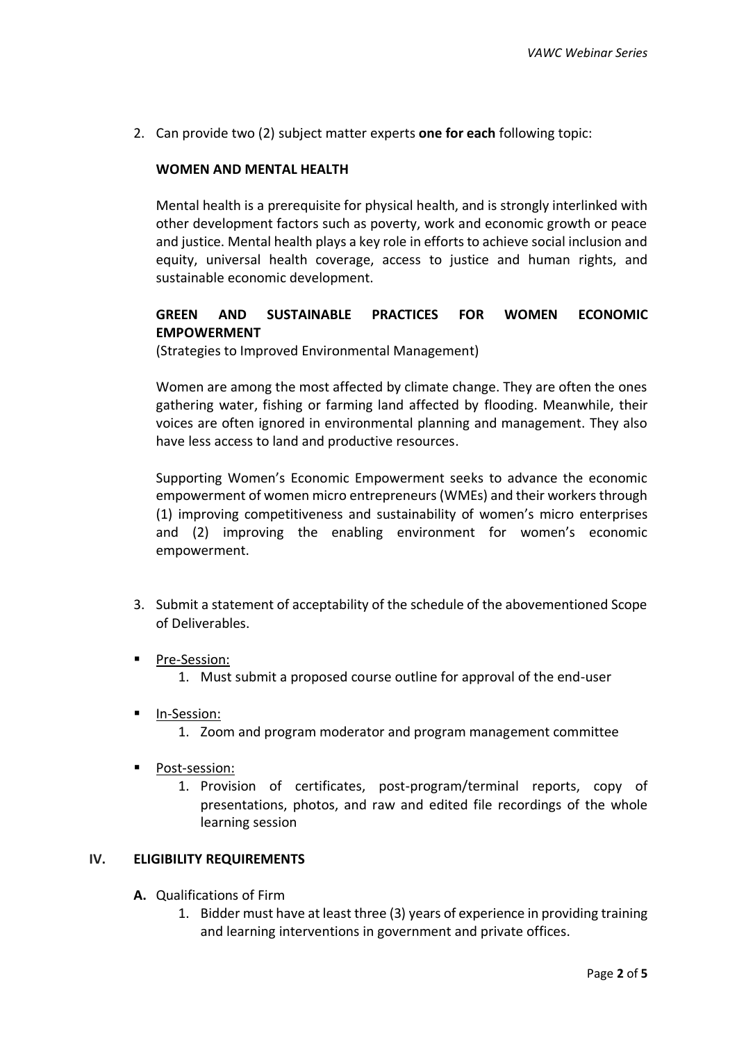2. Can provide two (2) subject matter experts **one for each** following topic:

   **WOMEN AND MENTAL HEALTH**

   Mental health is a prerequisite for physical health, and is strongly interlinked with other development factors such as poverty, work and economic growth or peace and justice. Mental health plays a key role in efforts to achieve social inclusion and equity, universal health coverage, access to justice and human rights, and sustainable economic development.

   **GREEN AND SUSTAINABLE PRACTICES FOR WOMEN ECONOMIC EMPOWERMENT**
   (Strategies to Improved Environmental Management)

   Women are among the most affected by climate change. They are often the ones gathering water, fishing or farming land affected by flooding. Meanwhile, their voices are often ignored in environmental planning and management. They also have less access to land and productive resources.

   Supporting Women's Economic Empowerment seeks to advance the economic empowerment of women micro entrepreneurs (WMEs) and their workers through (1) improving competitiveness and sustainability of women's micro enterprises and (2) improving the enabling environment for women's economic empowerment.

3. Submit a statement of acceptability of the schedule of the abovementioned Scope of Deliverables.

- Pre-Session:
  1. Must submit a proposed course outline for approval of the end-user
- In-Session:
  1. Zoom and program moderator and program management committee
- Post-session:
  1. Provision of certificates, post-program/terminal reports, copy of presentations, photos, and raw and edited file recordings of the whole learning session

## IV. ELIGIBILITY REQUIREMENTS

**A.** Qualifications of Firm

1. Bidder must have at least three (3) years of experience in providing training and learning interventions in government and private offices.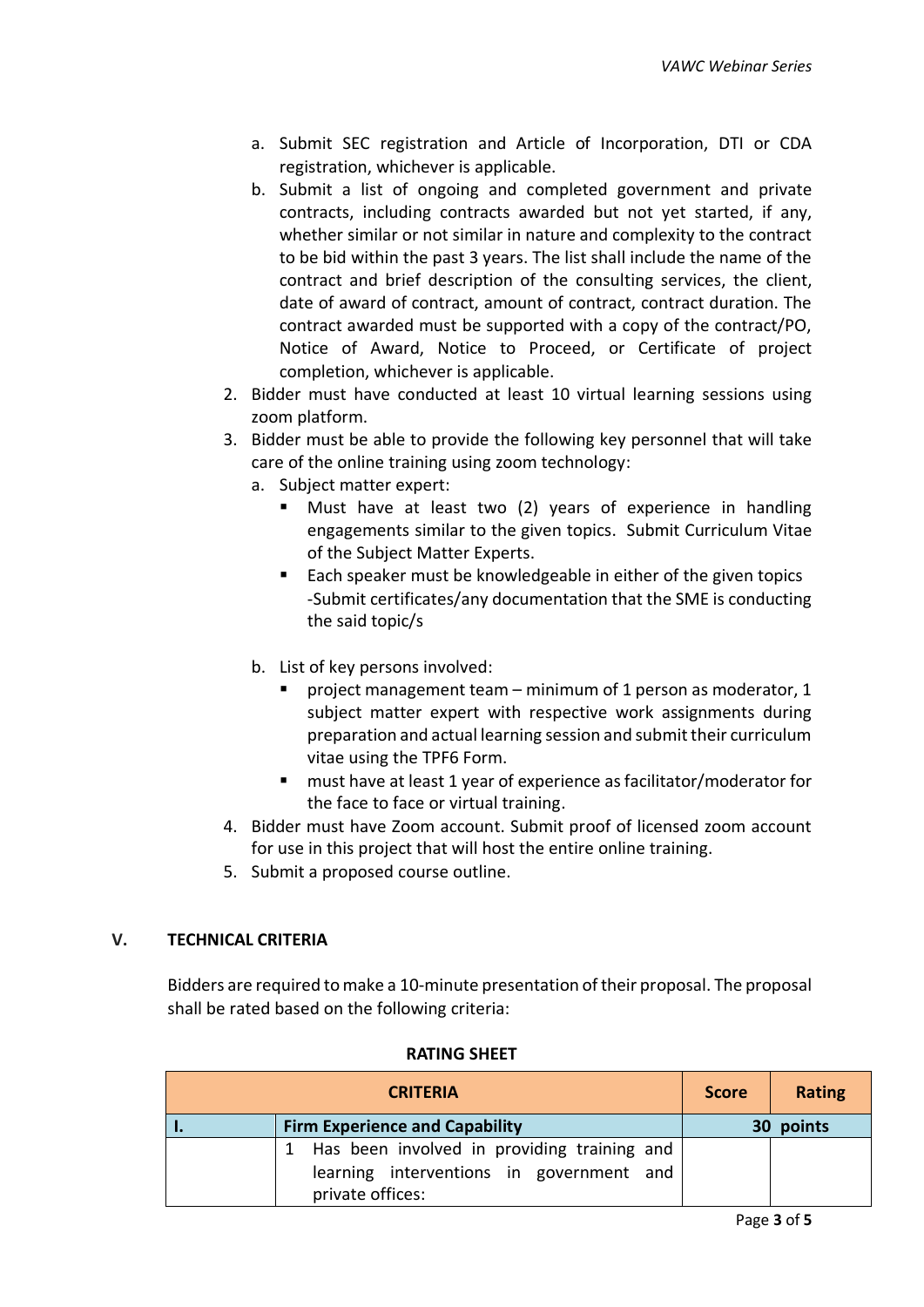a. Submit SEC registration and Article of Incorporation, DTI or CDA registration, whichever is applicable.
   b. Submit a list of ongoing and completed government and private contracts, including contracts awarded but not yet started, if any, whether similar or not similar in nature and complexity to the contract to be bid within the past 3 years. The list shall include the name of the contract and brief description of the consulting services, the client, date of award of contract, amount of contract, contract duration. The contract awarded must be supported with a copy of the contract/PO, Notice of Award, Notice to Proceed, or Certificate of project completion, whichever is applicable.
2. Bidder must have conducted at least 10 virtual learning sessions using zoom platform.
3. Bidder must be able to provide the following key personnel that will take care of the online training using zoom technology:
   a. Subject matter expert:
      - Must have at least two (2) years of experience in handling engagements similar to the given topics. Submit Curriculum Vitae of the Subject Matter Experts.
      - Each speaker must be knowledgeable in either of the given topics -Submit certificates/any documentation that the SME is conducting the said topic/s
   b. List of key persons involved:
      - project management team – minimum of 1 person as moderator, 1 subject matter expert with respective work assignments during preparation and actual learning session and submit their curriculum vitae using the TPF6 Form.
      - must have at least 1 year of experience as facilitator/moderator for the face to face or virtual training.
4. Bidder must have Zoom account. Submit proof of licensed zoom account for use in this project that will host the entire online training.
5. Submit a proposed course outline.

## V. TECHNICAL CRITERIA

Bidders are required to make a 10-minute presentation of their proposal. The proposal shall be rated based on the following criteria:

**RATING SHEET**

| CRITERIA | | Score | Rating |
|---|---|---|---|
| **I.** | **Firm Experience and Capability** | **30 points** | |
| | 1 Has been involved in providing training and learning interventions in government and private offices: | | |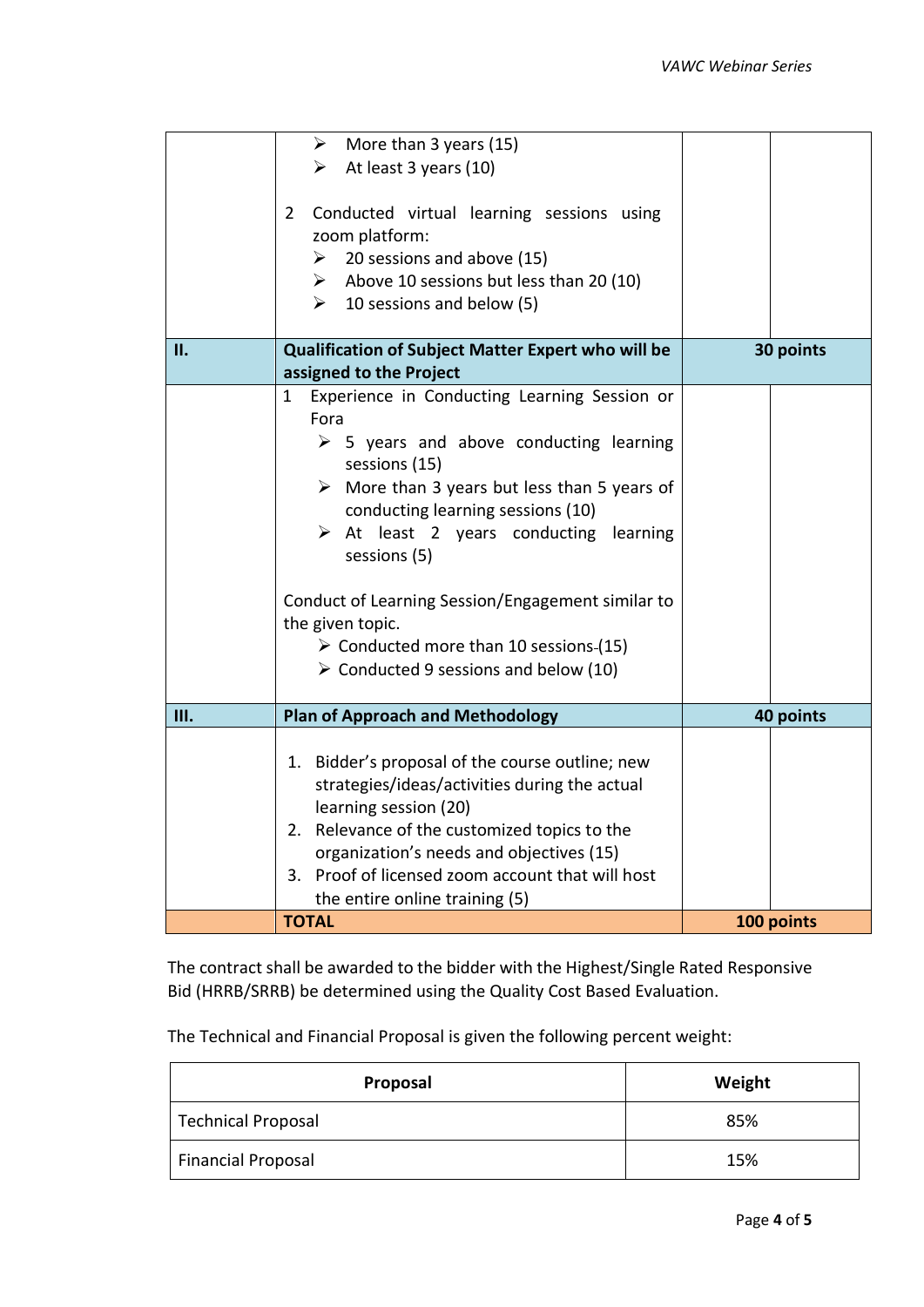| | | | |
|---|---|---|---|
| | ➢ More than 3 years (15)<br>➢ At least 3 years (10)<br><br>2 Conducted virtual learning sessions using zoom platform:<br>➢ 20 sessions and above (15)<br>➢ Above 10 sessions but less than 20 (10)<br>➢ 10 sessions and below (5) | | |
| **II.** | **Qualification of Subject Matter Expert who will be assigned to the Project** | **30 points** | |
| | 1 Experience in Conducting Learning Session or Fora<br>➢ 5 years and above conducting learning sessions (15)<br>➢ More than 3 years but less than 5 years of conducting learning sessions (10)<br>➢ At least 2 years conducting learning sessions (5)<br><br>Conduct of Learning Session/Engagement similar to the given topic.<br>➢ Conducted more than 10 sessions (15)<br>➢ Conducted 9 sessions and below (10) | | |
| **III.** | **Plan of Approach and Methodology** | **40 points** | |
| | 1. Bidder's proposal of the course outline; new strategies/ideas/activities during the actual learning session (20)<br>2. Relevance of the customized topics to the organization's needs and objectives (15)<br>3. Proof of licensed zoom account that will host the entire online training (5) | | |
| | **TOTAL** | **100 points** | |

The contract shall be awarded to the bidder with the Highest/Single Rated Responsive Bid (HRRB/SRRB) be determined using the Quality Cost Based Evaluation.

The Technical and Financial Proposal is given the following percent weight:

| Proposal | Weight |
|---|---|
| Technical Proposal | 85% |
| Financial Proposal | 15% |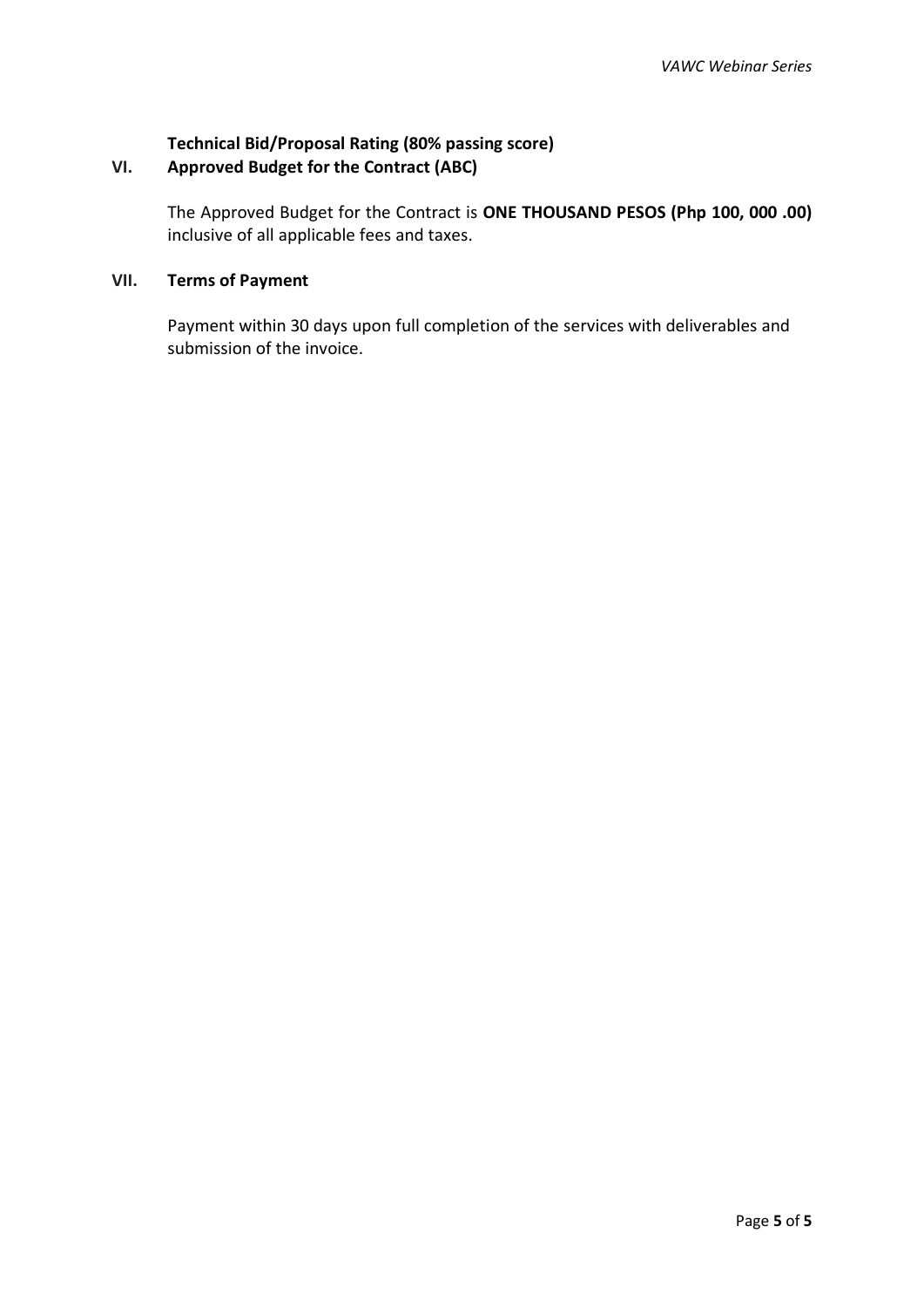**Technical Bid/Proposal Rating (80% passing score)**

## VI. Approved Budget for the Contract (ABC)

The Approved Budget for the Contract is **ONE THOUSAND PESOS (Php 100, 000 .00)** inclusive of all applicable fees and taxes.

## VII. Terms of Payment

Payment within 30 days upon full completion of the services with deliverables and submission of the invoice.